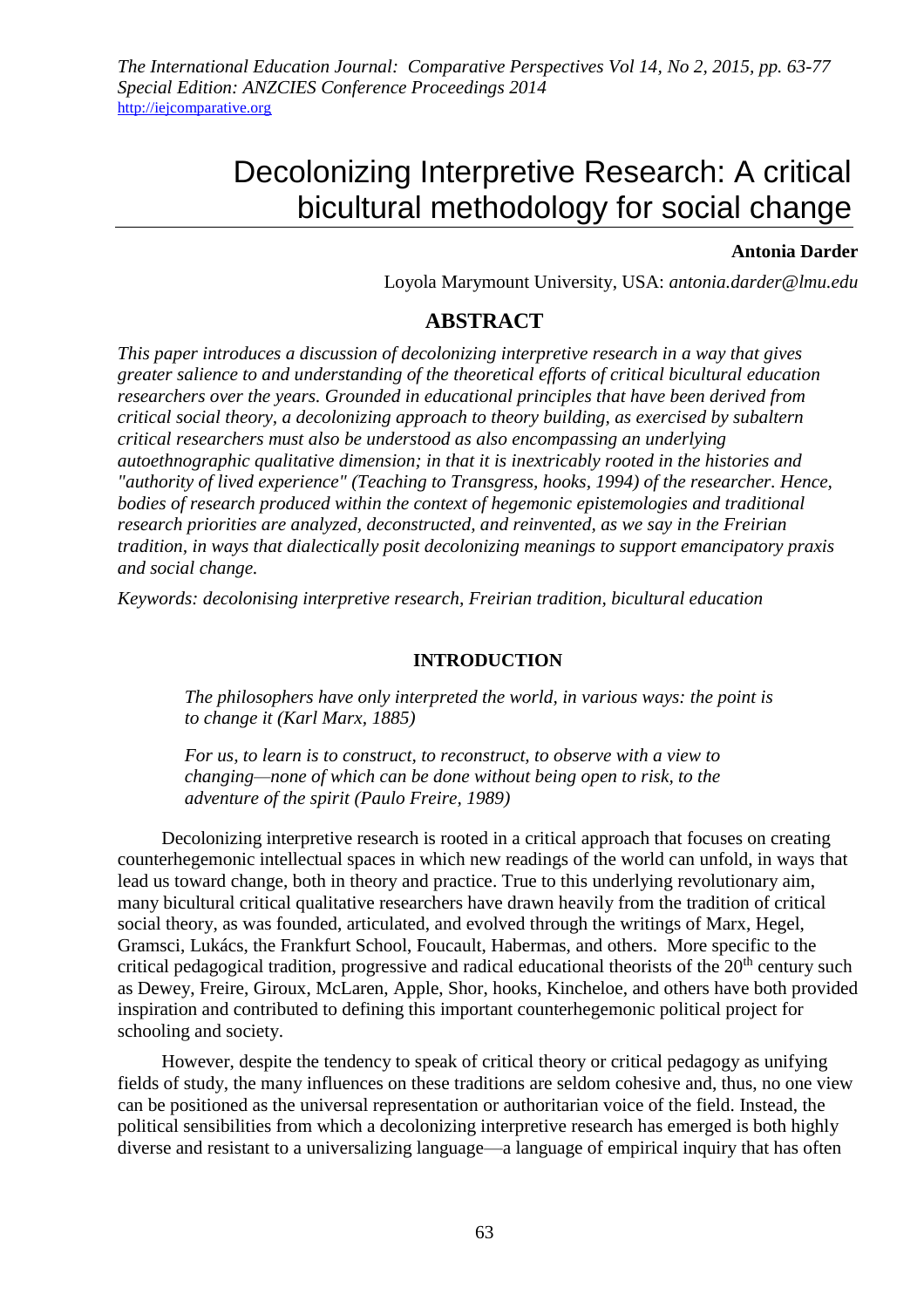# Decolonizing Interpretive Research: A critical bicultural methodology for social change

**Antonia Darder**

Loyola Marymount University, USA: *antonia.darder@lmu.edu*

## ABSTRACT

*This paper introduces a discussion of decolonizing interpretive research in a way that gives greater salience to and understanding of the theoretical efforts of critical bicultural education researchers over the years. Grounded in educational principles that have been derived from critical social theory, a decolonizing approach to theory building, as exercised by subaltern critical researchers must also be understood as also encompassing an underlying autoethnographic qualitative dimension; in that it is inextricably rooted in the histories and "authority of lived experience" (Teaching to Transgress, hooks, 1994) of the researcher. Hence, bodies of research produced within the context of hegemonic epistemologies and traditional research priorities are analyzed, deconstructed, and reinvented, as we say in the Freirian tradition, in ways that dialectically posit decolonizing meanings to support emancipatory praxis and social change.*

*Keywords: decolonising interpretive research, Freirian tradition, bicultural education*

### INTRODUCTION

> *The philosophers have only interpreted the world, in various ways: the point is to change it (Karl Marx, 1885)*

> *For us, to learn is to construct, to reconstruct, to observe with a view to changing—none of which can be done without being open to risk, to the adventure of the spirit (Paulo Freire, 1989)*

Decolonizing interpretive research is rooted in a critical approach that focuses on creating counterhegemonic intellectual spaces in which new readings of the world can unfold, in ways that lead us toward change, both in theory and practice. True to this underlying revolutionary aim, many bicultural critical qualitative researchers have drawn heavily from the tradition of critical social theory, as was founded, articulated, and evolved through the writings of Marx, Hegel, Gramsci, Lukács, the Frankfurt School, Foucault, Habermas, and others. More specific to the critical pedagogical tradition, progressive and radical educational theorists of the 20th century such as Dewey, Freire, Giroux, McLaren, Apple, Shor, hooks, Kincheloe, and others have both provided inspiration and contributed to defining this important counterhegemonic political project for schooling and society.

However, despite the tendency to speak of critical theory or critical pedagogy as unifying fields of study, the many influences on these traditions are seldom cohesive and, thus, no one view can be positioned as the universal representation or authoritarian voice of the field. Instead, the political sensibilities from which a decolonizing interpretive research has emerged is both highly diverse and resistant to a universalizing language—a language of empirical inquiry that has often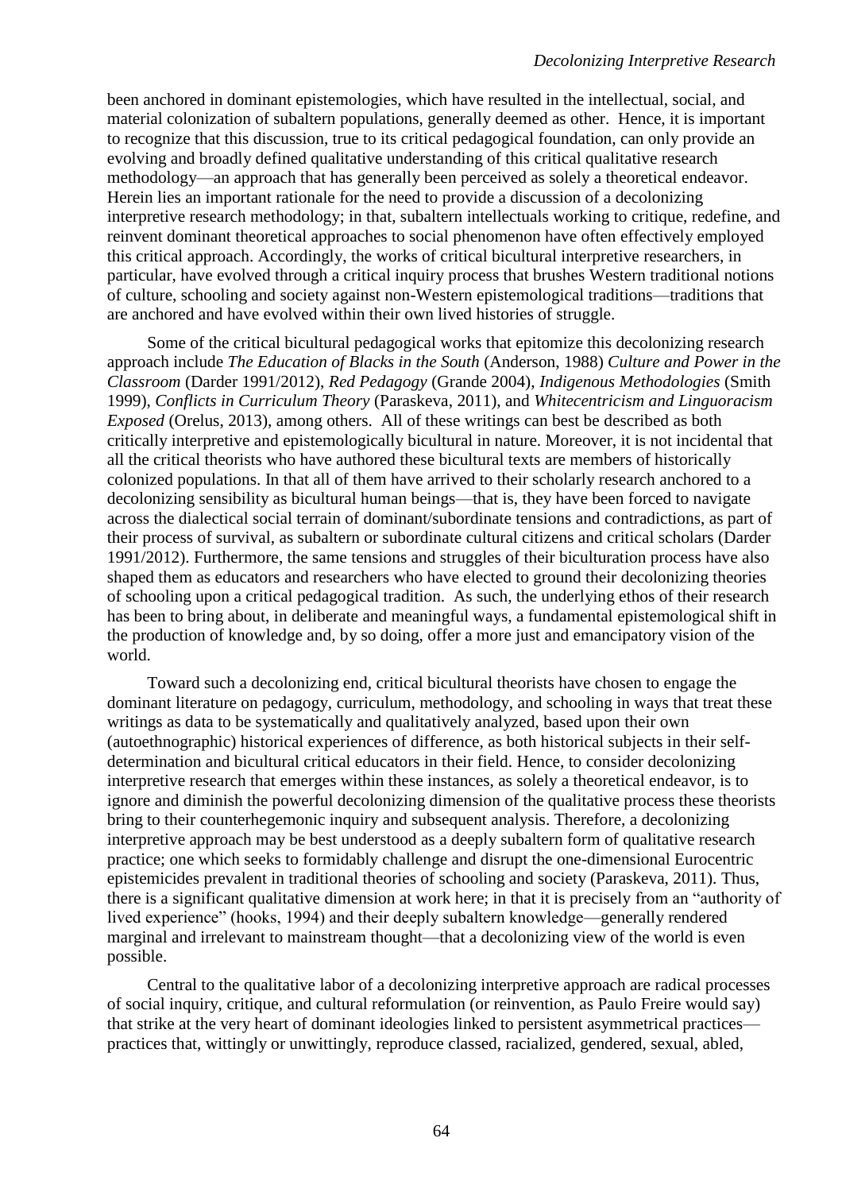been anchored in dominant epistemologies, which have resulted in the intellectual, social, and material colonization of subaltern populations, generally deemed as other. Hence, it is important to recognize that this discussion, true to its critical pedagogical foundation, can only provide an evolving and broadly defined qualitative understanding of this critical qualitative research methodology—an approach that has generally been perceived as solely a theoretical endeavor. Herein lies an important rationale for the need to provide a discussion of a decolonizing interpretive research methodology; in that, subaltern intellectuals working to critique, redefine, and reinvent dominant theoretical approaches to social phenomenon have often effectively employed this critical approach. Accordingly, the works of critical bicultural interpretive researchers, in particular, have evolved through a critical inquiry process that brushes Western traditional notions of culture, schooling and society against non-Western epistemological traditions—traditions that are anchored and have evolved within their own lived histories of struggle.

Some of the critical bicultural pedagogical works that epitomize this decolonizing research approach include *The Education of Blacks in the South* (Anderson, 1988) *Culture and Power in the Classroom* (Darder 1991/2012), *Red Pedagogy* (Grande 2004), *Indigenous Methodologies* (Smith 1999), *Conflicts in Curriculum Theory* (Paraskeva, 2011), and *Whitecentricism and Linguoracism Exposed* (Orelus, 2013), among others. All of these writings can best be described as both critically interpretive and epistemologically bicultural in nature. Moreover, it is not incidental that all the critical theorists who have authored these bicultural texts are members of historically colonized populations. In that all of them have arrived to their scholarly research anchored to a decolonizing sensibility as bicultural human beings—that is, they have been forced to navigate across the dialectical social terrain of dominant/subordinate tensions and contradictions, as part of their process of survival, as subaltern or subordinate cultural citizens and critical scholars (Darder 1991/2012). Furthermore, the same tensions and struggles of their biculturation process have also shaped them as educators and researchers who have elected to ground their decolonizing theories of schooling upon a critical pedagogical tradition. As such, the underlying ethos of their research has been to bring about, in deliberate and meaningful ways, a fundamental epistemological shift in the production of knowledge and, by so doing, offer a more just and emancipatory vision of the world.

Toward such a decolonizing end, critical bicultural theorists have chosen to engage the dominant literature on pedagogy, curriculum, methodology, and schooling in ways that treat these writings as data to be systematically and qualitatively analyzed, based upon their own (autoethnographic) historical experiences of difference, as both historical subjects in their self-determination and bicultural critical educators in their field. Hence, to consider decolonizing interpretive research that emerges within these instances, as solely a theoretical endeavor, is to ignore and diminish the powerful decolonizing dimension of the qualitative process these theorists bring to their counterhegemonic inquiry and subsequent analysis. Therefore, a decolonizing interpretive approach may be best understood as a deeply subaltern form of qualitative research practice; one which seeks to formidably challenge and disrupt the one-dimensional Eurocentric epistemicides prevalent in traditional theories of schooling and society (Paraskeva, 2011). Thus, there is a significant qualitative dimension at work here; in that it is precisely from an "authority of lived experience" (hooks, 1994) and their deeply subaltern knowledge—generally rendered marginal and irrelevant to mainstream thought—that a decolonizing view of the world is even possible.

Central to the qualitative labor of a decolonizing interpretive approach are radical processes of social inquiry, critique, and cultural reformulation (or reinvention, as Paulo Freire would say) that strike at the very heart of dominant ideologies linked to persistent asymmetrical practices—practices that, wittingly or unwittingly, reproduce classed, racialized, gendered, sexual, abled,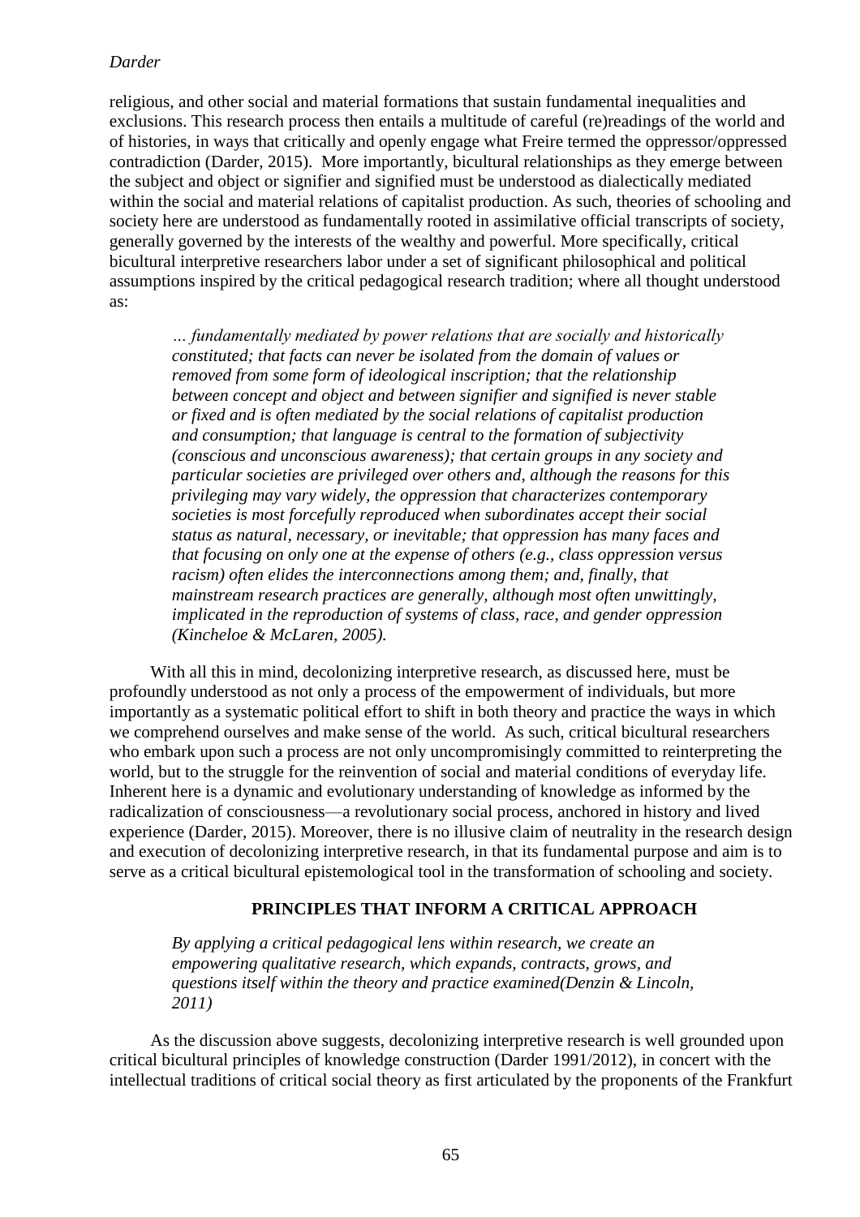religious, and other social and material formations that sustain fundamental inequalities and exclusions. This research process then entails a multitude of careful (re)readings of the world and of histories, in ways that critically and openly engage what Freire termed the oppressor/oppressed contradiction (Darder, 2015). More importantly, bicultural relationships as they emerge between the subject and object or signifier and signified must be understood as dialectically mediated within the social and material relations of capitalist production. As such, theories of schooling and society here are understood as fundamentally rooted in assimilative official transcripts of society, generally governed by the interests of the wealthy and powerful. More specifically, critical bicultural interpretive researchers labor under a set of significant philosophical and political assumptions inspired by the critical pedagogical research tradition; where all thought understood as:

> *… fundamentally mediated by power relations that are socially and historically constituted; that facts can never be isolated from the domain of values or removed from some form of ideological inscription; that the relationship between concept and object and between signifier and signified is never stable or fixed and is often mediated by the social relations of capitalist production and consumption; that language is central to the formation of subjectivity (conscious and unconscious awareness); that certain groups in any society and particular societies are privileged over others and, although the reasons for this privileging may vary widely, the oppression that characterizes contemporary societies is most forcefully reproduced when subordinates accept their social status as natural, necessary, or inevitable; that oppression has many faces and that focusing on only one at the expense of others (e.g., class oppression versus racism) often elides the interconnections among them; and, finally, that mainstream research practices are generally, although most often unwittingly, implicated in the reproduction of systems of class, race, and gender oppression (Kincheloe & McLaren, 2005).*

With all this in mind, decolonizing interpretive research, as discussed here, must be profoundly understood as not only a process of the empowerment of individuals, but more importantly as a systematic political effort to shift in both theory and practice the ways in which we comprehend ourselves and make sense of the world. As such, critical bicultural researchers who embark upon such a process are not only uncompromisingly committed to reinterpreting the world, but to the struggle for the reinvention of social and material conditions of everyday life. Inherent here is a dynamic and evolutionary understanding of knowledge as informed by the radicalization of consciousness—a revolutionary social process, anchored in history and lived experience (Darder, 2015). Moreover, there is no illusive claim of neutrality in the research design and execution of decolonizing interpretive research, in that its fundamental purpose and aim is to serve as a critical bicultural epistemological tool in the transformation of schooling and society.

## PRINCIPLES THAT INFORM A CRITICAL APPROACH

> *By applying a critical pedagogical lens within research, we create an empowering qualitative research, which expands, contracts, grows, and questions itself within the theory and practice examined(Denzin & Lincoln, 2011)*

As the discussion above suggests, decolonizing interpretive research is well grounded upon critical bicultural principles of knowledge construction (Darder 1991/2012), in concert with the intellectual traditions of critical social theory as first articulated by the proponents of the Frankfurt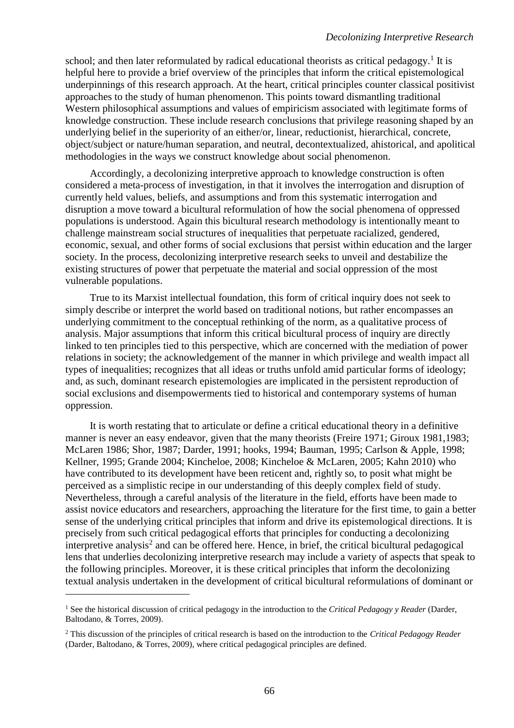school; and then later reformulated by radical educational theorists as critical pedagogy.[1] It is helpful here to provide a brief overview of the principles that inform the critical epistemological underpinnings of this research approach. At the heart, critical principles counter classical positivist approaches to the study of human phenomenon. This points toward dismantling traditional Western philosophical assumptions and values of empiricism associated with legitimate forms of knowledge construction. These include research conclusions that privilege reasoning shaped by an underlying belief in the superiority of an either/or, linear, reductionist, hierarchical, concrete, object/subject or nature/human separation, and neutral, decontextualized, ahistorical, and apolitical methodologies in the ways we construct knowledge about social phenomenon.

Accordingly, a decolonizing interpretive approach to knowledge construction is often considered a meta-process of investigation, in that it involves the interrogation and disruption of currently held values, beliefs, and assumptions and from this systematic interrogation and disruption a move toward a bicultural reformulation of how the social phenomena of oppressed populations is understood. Again this bicultural research methodology is intentionally meant to challenge mainstream social structures of inequalities that perpetuate racialized, gendered, economic, sexual, and other forms of social exclusions that persist within education and the larger society. In the process, decolonizing interpretive research seeks to unveil and destabilize the existing structures of power that perpetuate the material and social oppression of the most vulnerable populations.

True to its Marxist intellectual foundation, this form of critical inquiry does not seek to simply describe or interpret the world based on traditional notions, but rather encompasses an underlying commitment to the conceptual rethinking of the norm, as a qualitative process of analysis. Major assumptions that inform this critical bicultural process of inquiry are directly linked to ten principles tied to this perspective, which are concerned with the mediation of power relations in society; the acknowledgement of the manner in which privilege and wealth impact all types of inequalities; recognizes that all ideas or truths unfold amid particular forms of ideology; and, as such, dominant research epistemologies are implicated in the persistent reproduction of social exclusions and disempowerments tied to historical and contemporary systems of human oppression.

It is worth restating that to articulate or define a critical educational theory in a definitive manner is never an easy endeavor, given that the many theorists (Freire 1971; Giroux 1981,1983; McLaren 1986; Shor, 1987; Darder, 1991; hooks, 1994; Bauman, 1995; Carlson & Apple, 1998; Kellner, 1995; Grande 2004; Kincheloe, 2008; Kincheloe & McLaren, 2005; Kahn 2010) who have contributed to its development have been reticent and, rightly so, to posit what might be perceived as a simplistic recipe in our understanding of this deeply complex field of study. Nevertheless, through a careful analysis of the literature in the field, efforts have been made to assist novice educators and researchers, approaching the literature for the first time, to gain a better sense of the underlying critical principles that inform and drive its epistemological directions. It is precisely from such critical pedagogical efforts that principles for conducting a decolonizing interpretive analysis[2] and can be offered here. Hence, in brief, the critical bicultural pedagogical lens that underlies decolonizing interpretive research may include a variety of aspects that speak to the following principles. Moreover, it is these critical principles that inform the decolonizing textual analysis undertaken in the development of critical bicultural reformulations of dominant or

---

[1] See the historical discussion of critical pedagogy in the introduction to the *Critical Pedagogy y Reader* (Darder, Baltodano, & Torres, 2009).

[2] This discussion of the principles of critical research is based on the introduction to the *Critical Pedagogy Reader* (Darder, Baltodano, & Torres, 2009), where critical pedagogical principles are defined.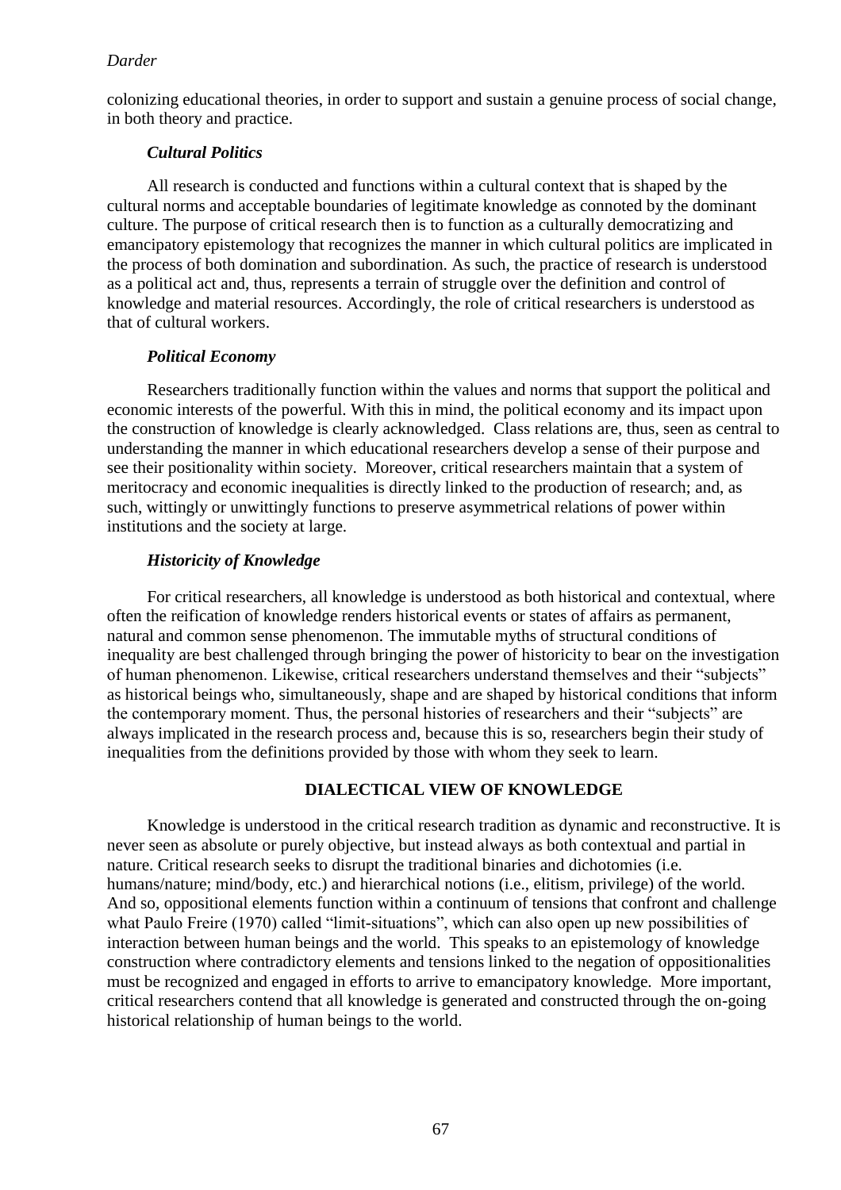colonizing educational theories, in order to support and sustain a genuine process of social change, in both theory and practice.

### *Cultural Politics*

All research is conducted and functions within a cultural context that is shaped by the cultural norms and acceptable boundaries of legitimate knowledge as connoted by the dominant culture. The purpose of critical research then is to function as a culturally democratizing and emancipatory epistemology that recognizes the manner in which cultural politics are implicated in the process of both domination and subordination. As such, the practice of research is understood as a political act and, thus, represents a terrain of struggle over the definition and control of knowledge and material resources. Accordingly, the role of critical researchers is understood as that of cultural workers.

### *Political Economy*

Researchers traditionally function within the values and norms that support the political and economic interests of the powerful. With this in mind, the political economy and its impact upon the construction of knowledge is clearly acknowledged. Class relations are, thus, seen as central to understanding the manner in which educational researchers develop a sense of their purpose and see their positionality within society. Moreover, critical researchers maintain that a system of meritocracy and economic inequalities is directly linked to the production of research; and, as such, wittingly or unwittingly functions to preserve asymmetrical relations of power within institutions and the society at large.

### *Historicity of Knowledge*

For critical researchers, all knowledge is understood as both historical and contextual, where often the reification of knowledge renders historical events or states of affairs as permanent, natural and common sense phenomenon. The immutable myths of structural conditions of inequality are best challenged through bringing the power of historicity to bear on the investigation of human phenomenon. Likewise, critical researchers understand themselves and their "subjects" as historical beings who, simultaneously, shape and are shaped by historical conditions that inform the contemporary moment. Thus, the personal histories of researchers and their "subjects" are always implicated in the research process and, because this is so, researchers begin their study of inequalities from the definitions provided by those with whom they seek to learn.

## DIALECTICAL VIEW OF KNOWLEDGE

Knowledge is understood in the critical research tradition as dynamic and reconstructive. It is never seen as absolute or purely objective, but instead always as both contextual and partial in nature. Critical research seeks to disrupt the traditional binaries and dichotomies (i.e. humans/nature; mind/body, etc.) and hierarchical notions (i.e., elitism, privilege) of the world. And so, oppositional elements function within a continuum of tensions that confront and challenge what Paulo Freire (1970) called "limit-situations", which can also open up new possibilities of interaction between human beings and the world. This speaks to an epistemology of knowledge construction where contradictory elements and tensions linked to the negation of oppositionalities must be recognized and engaged in efforts to arrive to emancipatory knowledge. More important, critical researchers contend that all knowledge is generated and constructed through the on-going historical relationship of human beings to the world.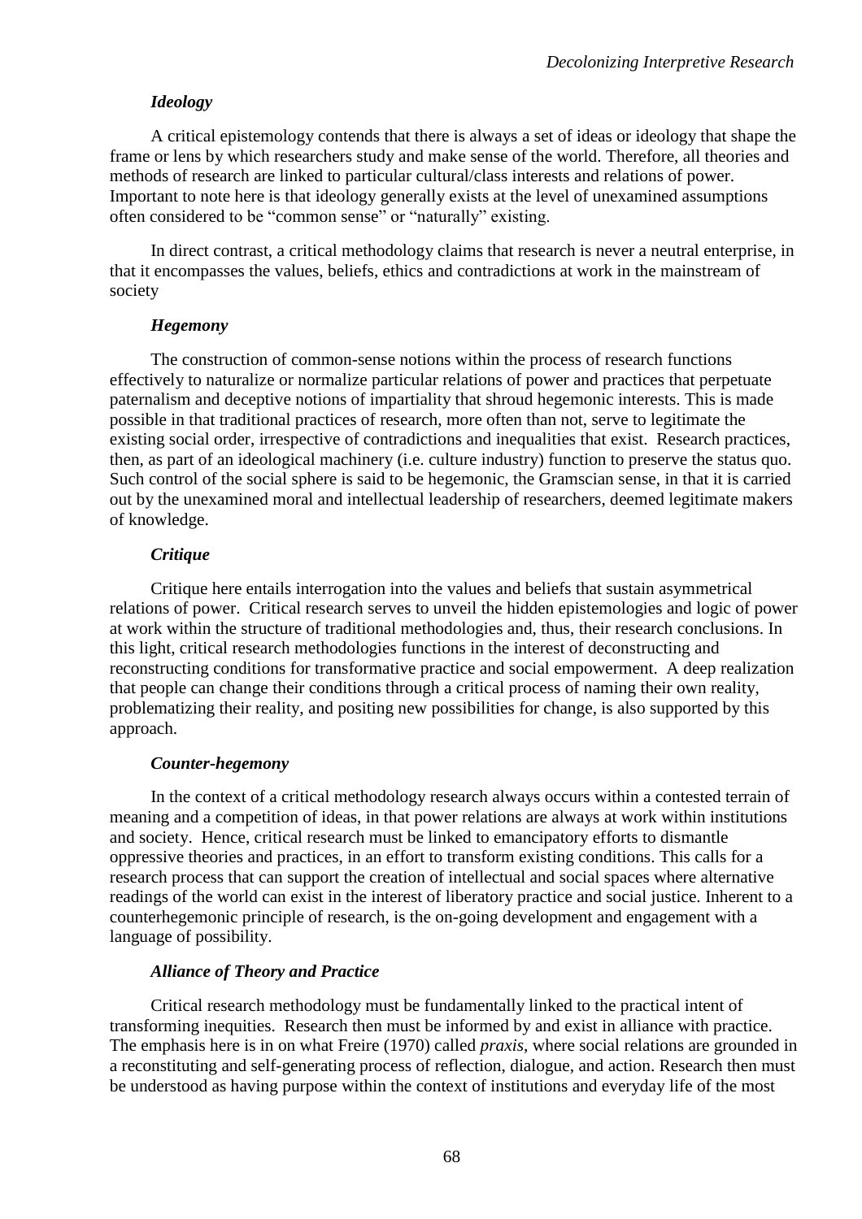### *Ideology*

A critical epistemology contends that there is always a set of ideas or ideology that shape the frame or lens by which researchers study and make sense of the world. Therefore, all theories and methods of research are linked to particular cultural/class interests and relations of power. Important to note here is that ideology generally exists at the level of unexamined assumptions often considered to be "common sense" or "naturally" existing.

In direct contrast, a critical methodology claims that research is never a neutral enterprise, in that it encompasses the values, beliefs, ethics and contradictions at work in the mainstream of society

### *Hegemony*

The construction of common-sense notions within the process of research functions effectively to naturalize or normalize particular relations of power and practices that perpetuate paternalism and deceptive notions of impartiality that shroud hegemonic interests. This is made possible in that traditional practices of research, more often than not, serve to legitimate the existing social order, irrespective of contradictions and inequalities that exist. Research practices, then, as part of an ideological machinery (i.e. culture industry) function to preserve the status quo. Such control of the social sphere is said to be hegemonic, the Gramscian sense, in that it is carried out by the unexamined moral and intellectual leadership of researchers, deemed legitimate makers of knowledge.

### *Critique*

Critique here entails interrogation into the values and beliefs that sustain asymmetrical relations of power. Critical research serves to unveil the hidden epistemologies and logic of power at work within the structure of traditional methodologies and, thus, their research conclusions. In this light, critical research methodologies functions in the interest of deconstructing and reconstructing conditions for transformative practice and social empowerment. A deep realization that people can change their conditions through a critical process of naming their own reality, problematizing their reality, and positing new possibilities for change, is also supported by this approach.

### *Counter-hegemony*

In the context of a critical methodology research always occurs within a contested terrain of meaning and a competition of ideas, in that power relations are always at work within institutions and society. Hence, critical research must be linked to emancipatory efforts to dismantle oppressive theories and practices, in an effort to transform existing conditions. This calls for a research process that can support the creation of intellectual and social spaces where alternative readings of the world can exist in the interest of liberatory practice and social justice. Inherent to a counterhegemonic principle of research, is the on-going development and engagement with a language of possibility.

### *Alliance of Theory and Practice*

Critical research methodology must be fundamentally linked to the practical intent of transforming inequities. Research then must be informed by and exist in alliance with practice. The emphasis here is in on what Freire (1970) called *praxis*, where social relations are grounded in a reconstituting and self-generating process of reflection, dialogue, and action. Research then must be understood as having purpose within the context of institutions and everyday life of the most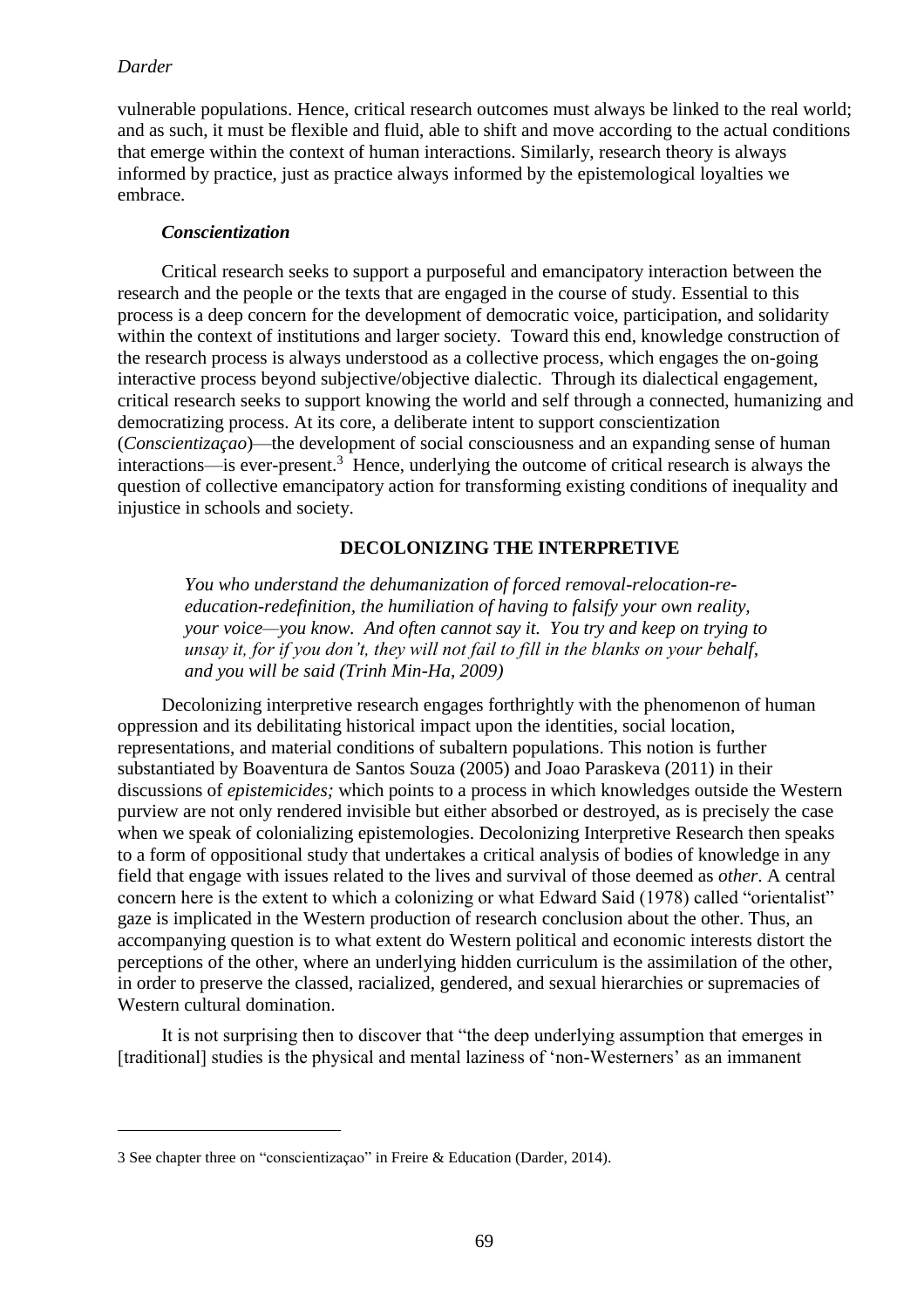vulnerable populations. Hence, critical research outcomes must always be linked to the real world; and as such, it must be flexible and fluid, able to shift and move according to the actual conditions that emerge within the context of human interactions. Similarly, research theory is always informed by practice, just as practice always informed by the epistemological loyalties we embrace.

### *Conscientization*

Critical research seeks to support a purposeful and emancipatory interaction between the research and the people or the texts that are engaged in the course of study. Essential to this process is a deep concern for the development of democratic voice, participation, and solidarity within the context of institutions and larger society. Toward this end, knowledge construction of the research process is always understood as a collective process, which engages the on-going interactive process beyond subjective/objective dialectic. Through its dialectical engagement, critical research seeks to support knowing the world and self through a connected, humanizing and democratizing process. At its core, a deliberate intent to support conscientization (*Conscientizaçao*)—the development of social consciousness and an expanding sense of human interactions—is ever-present.[3] Hence, underlying the outcome of critical research is always the question of collective emancipatory action for transforming existing conditions of inequality and injustice in schools and society.

## DECOLONIZING THE INTERPRETIVE

> *You who understand the dehumanization of forced removal-relocation-re-education-redefinition, the humiliation of having to falsify your own reality, your voice—you know. And often cannot say it. You try and keep on trying to unsay it, for if you don't, they will not fail to fill in the blanks on your behalf, and you will be said (Trinh Min-Ha, 2009)*

Decolonizing interpretive research engages forthrightly with the phenomenon of human oppression and its debilitating historical impact upon the identities, social location, representations, and material conditions of subaltern populations. This notion is further substantiated by Boaventura de Santos Souza (2005) and Joao Paraskeva (2011) in their discussions of *epistemicides;* which points to a process in which knowledges outside the Western purview are not only rendered invisible but either absorbed or destroyed, as is precisely the case when we speak of colonializing epistemologies. Decolonizing Interpretive Research then speaks to a form of oppositional study that undertakes a critical analysis of bodies of knowledge in any field that engage with issues related to the lives and survival of those deemed as *other*. A central concern here is the extent to which a colonizing or what Edward Said (1978) called "orientalist" gaze is implicated in the Western production of research conclusion about the other. Thus, an accompanying question is to what extent do Western political and economic interests distort the perceptions of the other, where an underlying hidden curriculum is the assimilation of the other, in order to preserve the classed, racialized, gendered, and sexual hierarchies or supremacies of Western cultural domination.

It is not surprising then to discover that "the deep underlying assumption that emerges in [traditional] studies is the physical and mental laziness of 'non-Westerners' as an immanent

---

3 See chapter three on "conscientizaçao" in Freire & Education (Darder, 2014).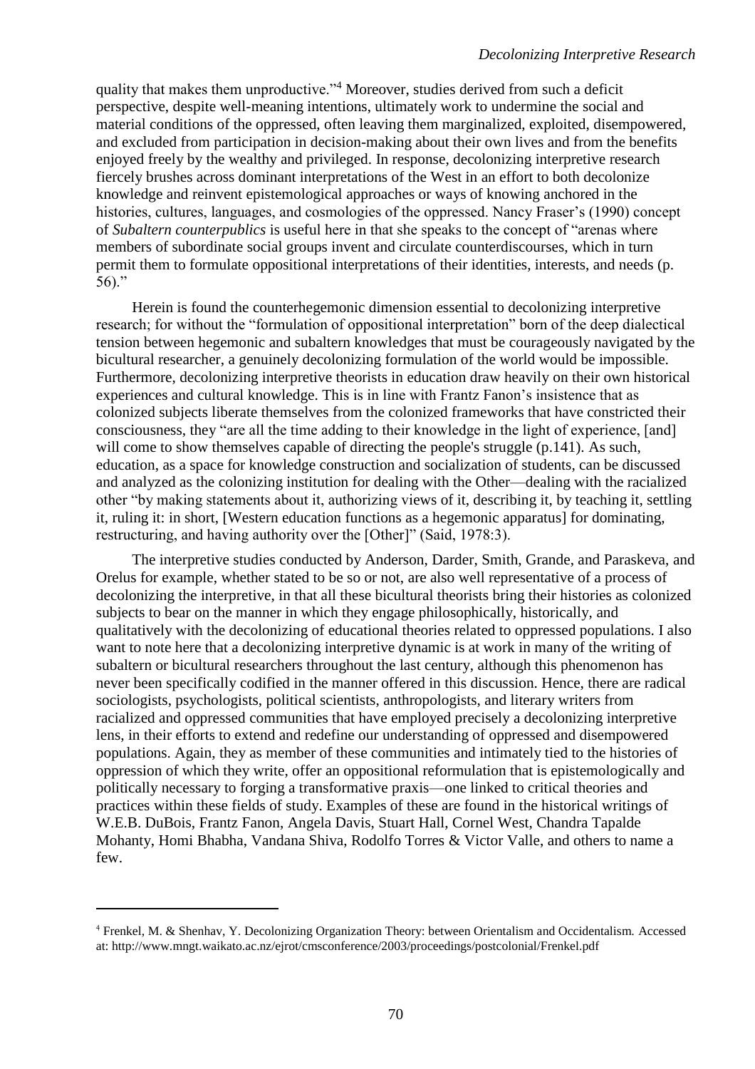quality that makes them unproductive."[4] Moreover, studies derived from such a deficit perspective, despite well-meaning intentions, ultimately work to undermine the social and material conditions of the oppressed, often leaving them marginalized, exploited, disempowered, and excluded from participation in decision-making about their own lives and from the benefits enjoyed freely by the wealthy and privileged. In response, decolonizing interpretive research fiercely brushes across dominant interpretations of the West in an effort to both decolonize knowledge and reinvent epistemological approaches or ways of knowing anchored in the histories, cultures, languages, and cosmologies of the oppressed. Nancy Fraser's (1990) concept of *Subaltern counterpublics* is useful here in that she speaks to the concept of "arenas where members of subordinate social groups invent and circulate counterdiscourses, which in turn permit them to formulate oppositional interpretations of their identities, interests, and needs (p. 56)."

Herein is found the counterhegemonic dimension essential to decolonizing interpretive research; for without the "formulation of oppositional interpretation" born of the deep dialectical tension between hegemonic and subaltern knowledges that must be courageously navigated by the bicultural researcher, a genuinely decolonizing formulation of the world would be impossible. Furthermore, decolonizing interpretive theorists in education draw heavily on their own historical experiences and cultural knowledge. This is in line with Frantz Fanon's insistence that as colonized subjects liberate themselves from the colonized frameworks that have constricted their consciousness, they "are all the time adding to their knowledge in the light of experience, [and] will come to show themselves capable of directing the people's struggle (p.141). As such, education, as a space for knowledge construction and socialization of students, can be discussed and analyzed as the colonizing institution for dealing with the Other—dealing with the racialized other "by making statements about it, authorizing views of it, describing it, by teaching it, settling it, ruling it: in short, [Western education functions as a hegemonic apparatus] for dominating, restructuring, and having authority over the [Other]" (Said, 1978:3).

The interpretive studies conducted by Anderson, Darder, Smith, Grande, and Paraskeva, and Orelus for example, whether stated to be so or not, are also well representative of a process of decolonizing the interpretive, in that all these bicultural theorists bring their histories as colonized subjects to bear on the manner in which they engage philosophically, historically, and qualitatively with the decolonizing of educational theories related to oppressed populations. I also want to note here that a decolonizing interpretive dynamic is at work in many of the writing of subaltern or bicultural researchers throughout the last century, although this phenomenon has never been specifically codified in the manner offered in this discussion. Hence, there are radical sociologists, psychologists, political scientists, anthropologists, and literary writers from racialized and oppressed communities that have employed precisely a decolonizing interpretive lens, in their efforts to extend and redefine our understanding of oppressed and disempowered populations. Again, they as member of these communities and intimately tied to the histories of oppression of which they write, offer an oppositional reformulation that is epistemologically and politically necessary to forging a transformative praxis—one linked to critical theories and practices within these fields of study. Examples of these are found in the historical writings of W.E.B. DuBois, Frantz Fanon, Angela Davis, Stuart Hall, Cornel West, Chandra Tapalde Mohanty, Homi Bhabha, Vandana Shiva, Rodolfo Torres & Victor Valle, and others to name a few.

---

[4] Frenkel, M. & Shenhav, Y. Decolonizing Organization Theory: between Orientalism and Occidentalism. Accessed at: http://www.mngt.waikato.ac.nz/ejrot/cmsconference/2003/proceedings/postcolonial/Frenkel.pdf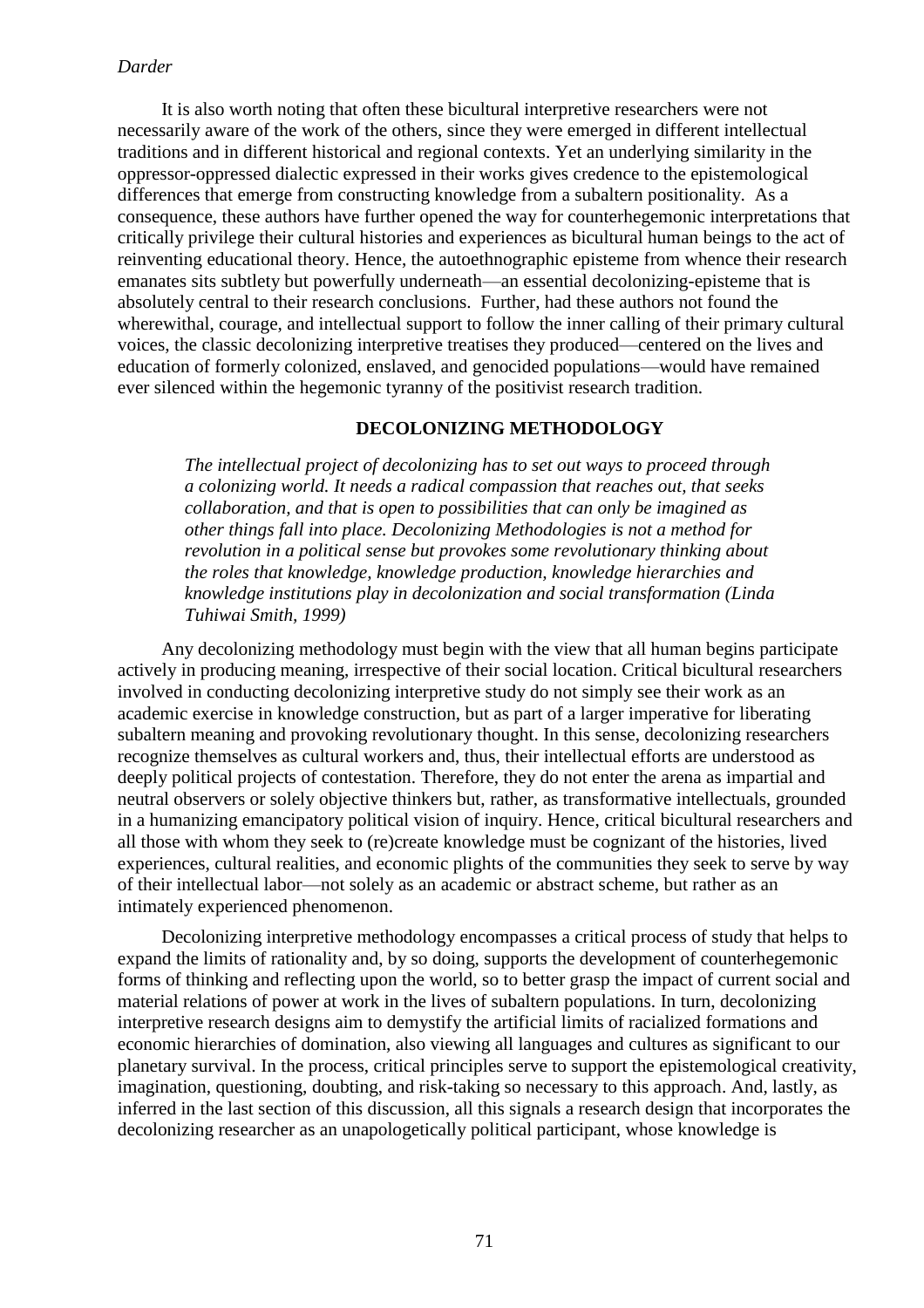It is also worth noting that often these bicultural interpretive researchers were not necessarily aware of the work of the others, since they were emerged in different intellectual traditions and in different historical and regional contexts. Yet an underlying similarity in the oppressor-oppressed dialectic expressed in their works gives credence to the epistemological differences that emerge from constructing knowledge from a subaltern positionality. As a consequence, these authors have further opened the way for counterhegemonic interpretations that critically privilege their cultural histories and experiences as bicultural human beings to the act of reinventing educational theory. Hence, the autoethnographic episteme from whence their research emanates sits subtlety but powerfully underneath—an essential decolonizing-episteme that is absolutely central to their research conclusions. Further, had these authors not found the wherewithal, courage, and intellectual support to follow the inner calling of their primary cultural voices, the classic decolonizing interpretive treatises they produced—centered on the lives and education of formerly colonized, enslaved, and genocided populations—would have remained ever silenced within the hegemonic tyranny of the positivist research tradition.

## DECOLONIZING METHODOLOGY

> *The intellectual project of decolonizing has to set out ways to proceed through a colonizing world. It needs a radical compassion that reaches out, that seeks collaboration, and that is open to possibilities that can only be imagined as other things fall into place. Decolonizing Methodologies is not a method for revolution in a political sense but provokes some revolutionary thinking about the roles that knowledge, knowledge production, knowledge hierarchies and knowledge institutions play in decolonization and social transformation (Linda Tuhiwai Smith, 1999)*

Any decolonizing methodology must begin with the view that all human begins participate actively in producing meaning, irrespective of their social location. Critical bicultural researchers involved in conducting decolonizing interpretive study do not simply see their work as an academic exercise in knowledge construction, but as part of a larger imperative for liberating subaltern meaning and provoking revolutionary thought. In this sense, decolonizing researchers recognize themselves as cultural workers and, thus, their intellectual efforts are understood as deeply political projects of contestation. Therefore, they do not enter the arena as impartial and neutral observers or solely objective thinkers but, rather, as transformative intellectuals, grounded in a humanizing emancipatory political vision of inquiry. Hence, critical bicultural researchers and all those with whom they seek to (re)create knowledge must be cognizant of the histories, lived experiences, cultural realities, and economic plights of the communities they seek to serve by way of their intellectual labor—not solely as an academic or abstract scheme, but rather as an intimately experienced phenomenon.

Decolonizing interpretive methodology encompasses a critical process of study that helps to expand the limits of rationality and, by so doing, supports the development of counterhegemonic forms of thinking and reflecting upon the world, so to better grasp the impact of current social and material relations of power at work in the lives of subaltern populations. In turn, decolonizing interpretive research designs aim to demystify the artificial limits of racialized formations and economic hierarchies of domination, also viewing all languages and cultures as significant to our planetary survival. In the process, critical principles serve to support the epistemological creativity, imagination, questioning, doubting, and risk-taking so necessary to this approach. And, lastly, as inferred in the last section of this discussion, all this signals a research design that incorporates the decolonizing researcher as an unapologetically political participant, whose knowledge is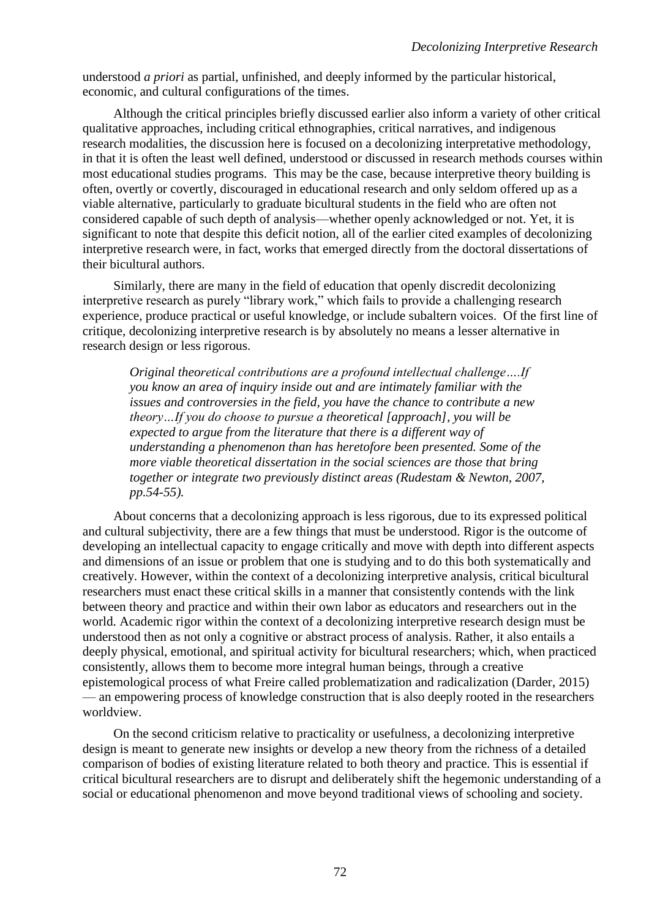understood *a priori* as partial, unfinished, and deeply informed by the particular historical, economic, and cultural configurations of the times.

Although the critical principles briefly discussed earlier also inform a variety of other critical qualitative approaches, including critical ethnographies, critical narratives, and indigenous research modalities, the discussion here is focused on a decolonizing interpretative methodology, in that it is often the least well defined, understood or discussed in research methods courses within most educational studies programs. This may be the case, because interpretive theory building is often, overtly or covertly, discouraged in educational research and only seldom offered up as a viable alternative, particularly to graduate bicultural students in the field who are often not considered capable of such depth of analysis—whether openly acknowledged or not. Yet, it is significant to note that despite this deficit notion, all of the earlier cited examples of decolonizing interpretive research were, in fact, works that emerged directly from the doctoral dissertations of their bicultural authors.

Similarly, there are many in the field of education that openly discredit decolonizing interpretive research as purely "library work," which fails to provide a challenging research experience, produce practical or useful knowledge, or include subaltern voices. Of the first line of critique, decolonizing interpretive research is by absolutely no means a lesser alternative in research design or less rigorous.

> *Original theoretical contributions are a profound intellectual challenge….If you know an area of inquiry inside out and are intimately familiar with the issues and controversies in the field, you have the chance to contribute a new theory…If you do choose to pursue a theoretical [approach], you will be expected to argue from the literature that there is a different way of understanding a phenomenon than has heretofore been presented. Some of the more viable theoretical dissertation in the social sciences are those that bring together or integrate two previously distinct areas (Rudestam & Newton, 2007, pp.54-55).*

About concerns that a decolonizing approach is less rigorous, due to its expressed political and cultural subjectivity, there are a few things that must be understood. Rigor is the outcome of developing an intellectual capacity to engage critically and move with depth into different aspects and dimensions of an issue or problem that one is studying and to do this both systematically and creatively. However, within the context of a decolonizing interpretive analysis, critical bicultural researchers must enact these critical skills in a manner that consistently contends with the link between theory and practice and within their own labor as educators and researchers out in the world. Academic rigor within the context of a decolonizing interpretive research design must be understood then as not only a cognitive or abstract process of analysis. Rather, it also entails a deeply physical, emotional, and spiritual activity for bicultural researchers; which, when practiced consistently, allows them to become more integral human beings, through a creative epistemological process of what Freire called problematization and radicalization (Darder, 2015) — an empowering process of knowledge construction that is also deeply rooted in the researchers worldview.

On the second criticism relative to practicality or usefulness, a decolonizing interpretive design is meant to generate new insights or develop a new theory from the richness of a detailed comparison of bodies of existing literature related to both theory and practice. This is essential if critical bicultural researchers are to disrupt and deliberately shift the hegemonic understanding of a social or educational phenomenon and move beyond traditional views of schooling and society.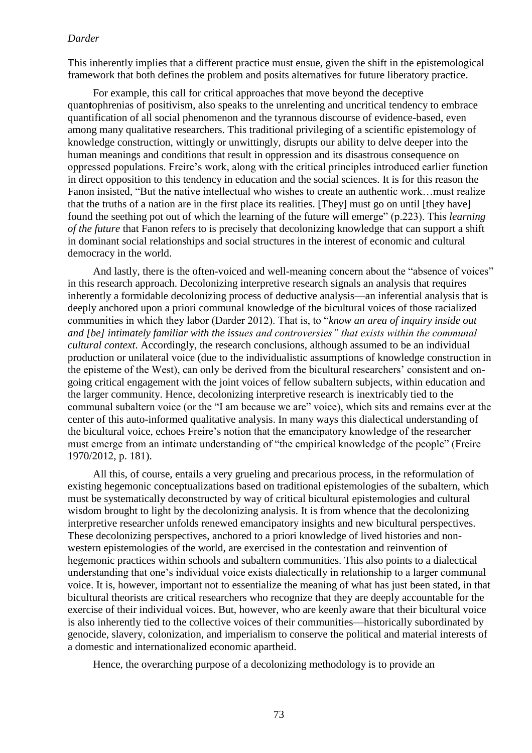This inherently implies that a different practice must ensue, given the shift in the epistemological framework that both defines the problem and posits alternatives for future liberatory practice.

For example, this call for critical approaches that move beyond the deceptive quant**t**ophrenias of positivism, also speaks to the unrelenting and uncritical tendency to embrace quantification of all social phenomenon and the tyrannous discourse of evidence-based, even among many qualitative researchers. This traditional privileging of a scientific epistemology of knowledge construction, wittingly or unwittingly, disrupts our ability to delve deeper into the human meanings and conditions that result in oppression and its disastrous consequence on oppressed populations. Freire's work, along with the critical principles introduced earlier function in direct opposition to this tendency in education and the social sciences. It is for this reason the Fanon insisted, "But the native intellectual who wishes to create an authentic work…must realize that the truths of a nation are in the first place its realities. [They] must go on until [they have] found the seething pot out of which the learning of the future will emerge" (p.223). This *learning of the future* that Fanon refers to is precisely that decolonizing knowledge that can support a shift in dominant social relationships and social structures in the interest of economic and cultural democracy in the world.

And lastly, there is the often-voiced and well-meaning concern about the "absence of voices" in this research approach. Decolonizing interpretive research signals an analysis that requires inherently a formidable decolonizing process of deductive analysis—an inferential analysis that is deeply anchored upon a priori communal knowledge of the bicultural voices of those racialized communities in which they labor (Darder 2012). That is, to "*know an area of inquiry inside out and [be] intimately familiar with the issues and controversies" that exists within the communal cultural context*. Accordingly, the research conclusions, although assumed to be an individual production or unilateral voice (due to the individualistic assumptions of knowledge construction in the episteme of the West), can only be derived from the bicultural researchers' consistent and on-going critical engagement with the joint voices of fellow subaltern subjects, within education and the larger community. Hence, decolonizing interpretive research is inextricably tied to the communal subaltern voice (or the "I am because we are" voice), which sits and remains ever at the center of this auto-informed qualitative analysis. In many ways this dialectical understanding of the bicultural voice, echoes Freire's notion that the emancipatory knowledge of the researcher must emerge from an intimate understanding of "the empirical knowledge of the people" (Freire 1970/2012, p. 181).

All this, of course, entails a very grueling and precarious process, in the reformulation of existing hegemonic conceptualizations based on traditional epistemologies of the subaltern, which must be systematically deconstructed by way of critical bicultural epistemologies and cultural wisdom brought to light by the decolonizing analysis. It is from whence that the decolonizing interpretive researcher unfolds renewed emancipatory insights and new bicultural perspectives. These decolonizing perspectives, anchored to a priori knowledge of lived histories and non-western epistemologies of the world, are exercised in the contestation and reinvention of hegemonic practices within schools and subaltern communities. This also points to a dialectical understanding that one's individual voice exists dialectically in relationship to a larger communal voice. It is, however, important not to essentialize the meaning of what has just been stated, in that bicultural theorists are critical researchers who recognize that they are deeply accountable for the exercise of their individual voices. But, however, who are keenly aware that their bicultural voice is also inherently tied to the collective voices of their communities—historically subordinated by genocide, slavery, colonization, and imperialism to conserve the political and material interests of a domestic and internationalized economic apartheid.

Hence, the overarching purpose of a decolonizing methodology is to provide an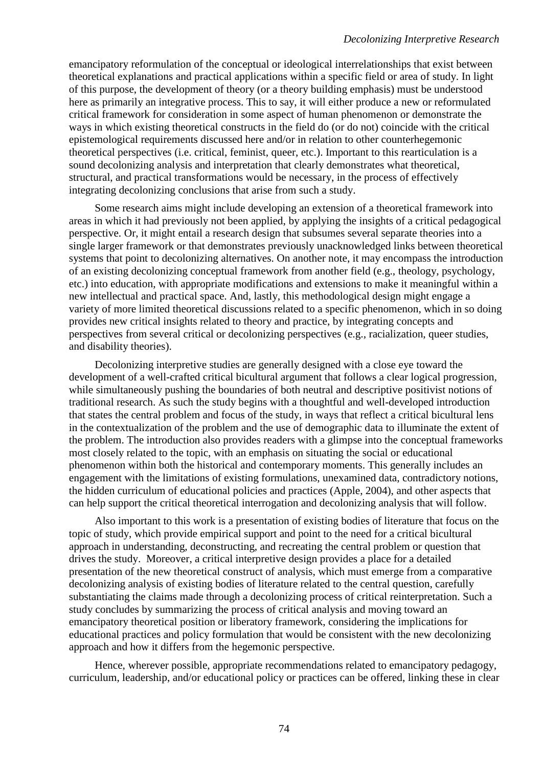emancipatory reformulation of the conceptual or ideological interrelationships that exist between theoretical explanations and practical applications within a specific field or area of study. In light of this purpose, the development of theory (or a theory building emphasis) must be understood here as primarily an integrative process. This to say, it will either produce a new or reformulated critical framework for consideration in some aspect of human phenomenon or demonstrate the ways in which existing theoretical constructs in the field do (or do not) coincide with the critical epistemological requirements discussed here and/or in relation to other counterhegemonic theoretical perspectives (i.e. critical, feminist, queer, etc.). Important to this rearticulation is a sound decolonizing analysis and interpretation that clearly demonstrates what theoretical, structural, and practical transformations would be necessary, in the process of effectively integrating decolonizing conclusions that arise from such a study.

Some research aims might include developing an extension of a theoretical framework into areas in which it had previously not been applied, by applying the insights of a critical pedagogical perspective. Or, it might entail a research design that subsumes several separate theories into a single larger framework or that demonstrates previously unacknowledged links between theoretical systems that point to decolonizing alternatives. On another note, it may encompass the introduction of an existing decolonizing conceptual framework from another field (e.g., theology, psychology, etc.) into education, with appropriate modifications and extensions to make it meaningful within a new intellectual and practical space. And, lastly, this methodological design might engage a variety of more limited theoretical discussions related to a specific phenomenon, which in so doing provides new critical insights related to theory and practice, by integrating concepts and perspectives from several critical or decolonizing perspectives (e.g., racialization, queer studies, and disability theories).

Decolonizing interpretive studies are generally designed with a close eye toward the development of a well-crafted critical bicultural argument that follows a clear logical progression, while simultaneously pushing the boundaries of both neutral and descriptive positivist notions of traditional research. As such the study begins with a thoughtful and well-developed introduction that states the central problem and focus of the study, in ways that reflect a critical bicultural lens in the contextualization of the problem and the use of demographic data to illuminate the extent of the problem. The introduction also provides readers with a glimpse into the conceptual frameworks most closely related to the topic, with an emphasis on situating the social or educational phenomenon within both the historical and contemporary moments. This generally includes an engagement with the limitations of existing formulations, unexamined data, contradictory notions, the hidden curriculum of educational policies and practices (Apple, 2004), and other aspects that can help support the critical theoretical interrogation and decolonizing analysis that will follow.

Also important to this work is a presentation of existing bodies of literature that focus on the topic of study, which provide empirical support and point to the need for a critical bicultural approach in understanding, deconstructing, and recreating the central problem or question that drives the study. Moreover, a critical interpretive design provides a place for a detailed presentation of the new theoretical construct of analysis, which must emerge from a comparative decolonizing analysis of existing bodies of literature related to the central question, carefully substantiating the claims made through a decolonizing process of critical reinterpretation. Such a study concludes by summarizing the process of critical analysis and moving toward an emancipatory theoretical position or liberatory framework, considering the implications for educational practices and policy formulation that would be consistent with the new decolonizing approach and how it differs from the hegemonic perspective.

Hence, wherever possible, appropriate recommendations related to emancipatory pedagogy, curriculum, leadership, and/or educational policy or practices can be offered, linking these in clear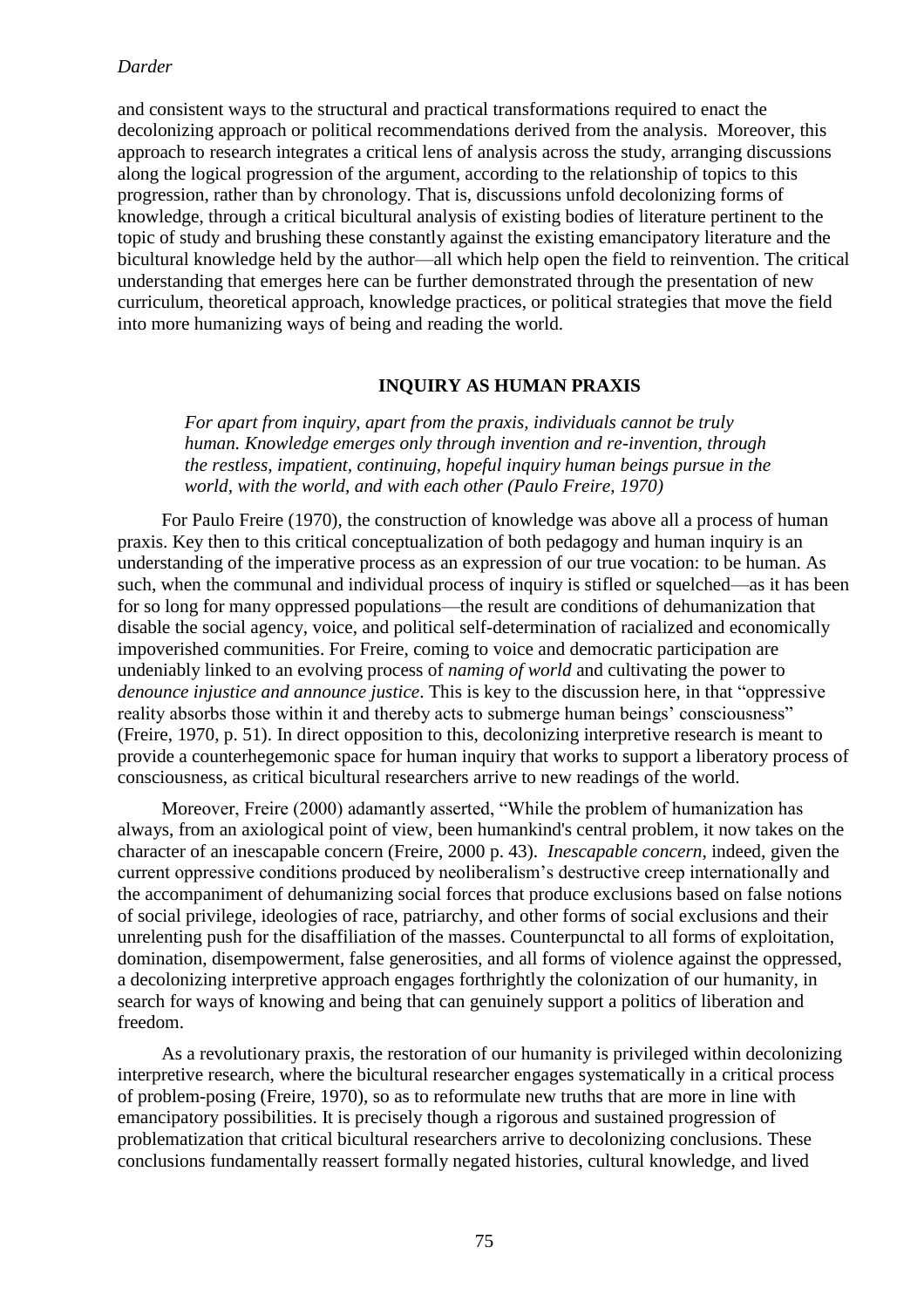and consistent ways to the structural and practical transformations required to enact the decolonizing approach or political recommendations derived from the analysis. Moreover, this approach to research integrates a critical lens of analysis across the study, arranging discussions along the logical progression of the argument, according to the relationship of topics to this progression, rather than by chronology. That is, discussions unfold decolonizing forms of knowledge, through a critical bicultural analysis of existing bodies of literature pertinent to the topic of study and brushing these constantly against the existing emancipatory literature and the bicultural knowledge held by the author—all which help open the field to reinvention. The critical understanding that emerges here can be further demonstrated through the presentation of new curriculum, theoretical approach, knowledge practices, or political strategies that move the field into more humanizing ways of being and reading the world.

## INQUIRY AS HUMAN PRAXIS

> *For apart from inquiry, apart from the praxis, individuals cannot be truly human. Knowledge emerges only through invention and re-invention, through the restless, impatient, continuing, hopeful inquiry human beings pursue in the world, with the world, and with each other (Paulo Freire, 1970)*

For Paulo Freire (1970), the construction of knowledge was above all a process of human praxis. Key then to this critical conceptualization of both pedagogy and human inquiry is an understanding of the imperative process as an expression of our true vocation: to be human. As such, when the communal and individual process of inquiry is stifled or squelched—as it has been for so long for many oppressed populations—the result are conditions of dehumanization that disable the social agency, voice, and political self-determination of racialized and economically impoverished communities. For Freire, coming to voice and democratic participation are undeniably linked to an evolving process of *naming of world* and cultivating the power to *denounce injustice and announce justice*. This is key to the discussion here, in that "oppressive reality absorbs those within it and thereby acts to submerge human beings' consciousness" (Freire, 1970, p. 51). In direct opposition to this, decolonizing interpretive research is meant to provide a counterhegemonic space for human inquiry that works to support a liberatory process of consciousness, as critical bicultural researchers arrive to new readings of the world.

Moreover, Freire (2000) adamantly asserted, "While the problem of humanization has always, from an axiological point of view, been humankind's central problem, it now takes on the character of an inescapable concern (Freire, 2000 p. 43). *Inescapable concern*, indeed, given the current oppressive conditions produced by neoliberalism's destructive creep internationally and the accompaniment of dehumanizing social forces that produce exclusions based on false notions of social privilege, ideologies of race, patriarchy, and other forms of social exclusions and their unrelenting push for the disaffiliation of the masses. Counterpunctal to all forms of exploitation, domination, disempowerment, false generosities, and all forms of violence against the oppressed, a decolonizing interpretive approach engages forthrightly the colonization of our humanity, in search for ways of knowing and being that can genuinely support a politics of liberation and freedom.

As a revolutionary praxis, the restoration of our humanity is privileged within decolonizing interpretive research, where the bicultural researcher engages systematically in a critical process of problem-posing (Freire, 1970), so as to reformulate new truths that are more in line with emancipatory possibilities. It is precisely though a rigorous and sustained progression of problematization that critical bicultural researchers arrive to decolonizing conclusions. These conclusions fundamentally reassert formally negated histories, cultural knowledge, and lived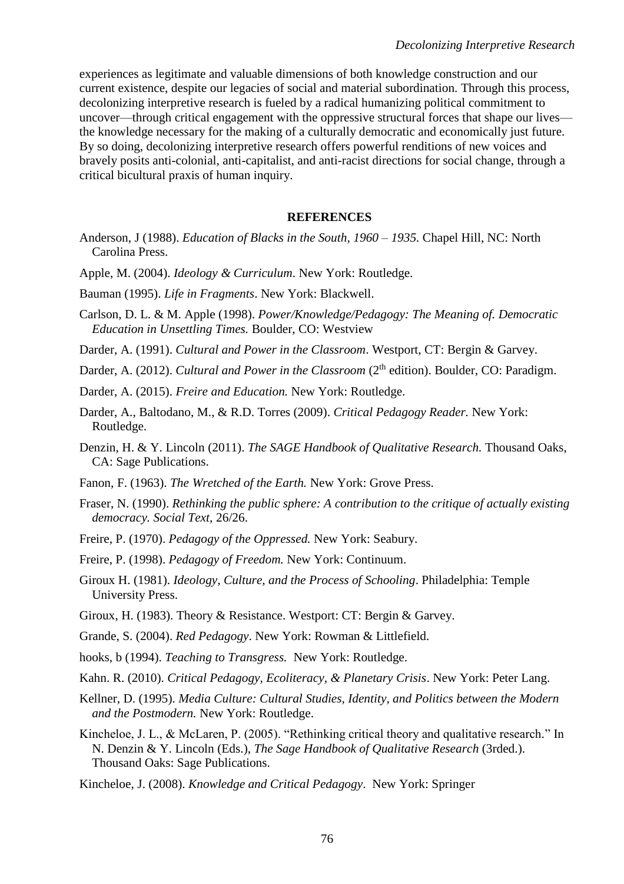experiences as legitimate and valuable dimensions of both knowledge construction and our current existence, despite our legacies of social and material subordination. Through this process, decolonizing interpretive research is fueled by a radical humanizing political commitment to uncover—through critical engagement with the oppressive structural forces that shape our lives—the knowledge necessary for the making of a culturally democratic and economically just future. By so doing, decolonizing interpretive research offers powerful renditions of new voices and bravely posits anti-colonial, anti-capitalist, and anti-racist directions for social change, through a critical bicultural praxis of human inquiry.

## REFERENCES

Anderson, J (1988). *Education of Blacks in the South, 1960 – 1935.* Chapel Hill, NC: North Carolina Press.

Apple, M. (2004). *Ideology & Curriculum*. New York: Routledge.

Bauman (1995). *Life in Fragments*. New York: Blackwell.

Carlson, D. L. & M. Apple (1998). *Power/Knowledge/Pedagogy: The Meaning of. Democratic Education in Unsettling Times.* Boulder, CO: Westview

Darder, A. (1991). *Cultural and Power in the Classroom*. Westport, CT: Bergin & Garvey.

Darder, A. (2012). *Cultural and Power in the Classroom* (2th edition). Boulder, CO: Paradigm.

Darder, A. (2015). *Freire and Education.* New York: Routledge.

Darder, A., Baltodano, M., & R.D. Torres (2009). *Critical Pedagogy Reader.* New York: Routledge.

Denzin, H. & Y. Lincoln (2011). *The SAGE Handbook of Qualitative Research.* Thousand Oaks, CA: Sage Publications.

Fanon, F. (1963). *The Wretched of the Earth.* New York: Grove Press.

Fraser, N. (1990). *Rethinking the public sphere: A contribution to the critique of actually existing democracy. Social Text,* 26/26.

Freire, P. (1970). *Pedagogy of the Oppressed.* New York: Seabury.

Freire, P. (1998). *Pedagogy of Freedom.* New York: Continuum.

Giroux H. (1981). *Ideology, Culture, and the Process of Schooling*. Philadelphia: Temple University Press.

Giroux, H. (1983). Theory & Resistance. Westport: CT: Bergin & Garvey.

Grande, S. (2004). *Red Pedagogy*. New York: Rowman & Littlefield.

hooks, b (1994). *Teaching to Transgress.* New York: Routledge.

Kahn. R. (2010). *Critical Pedagogy, Ecoliteracy, & Planetary Crisis*. New York: Peter Lang.

Kellner, D. (1995). *Media Culture: Cultural Studies, Identity, and Politics between the Modern and the Postmodern.* New York: Routledge.

Kincheloe, J. L., & McLaren, P. (2005). "Rethinking critical theory and qualitative research." In N. Denzin & Y. Lincoln (Eds.), *The Sage Handbook of Qualitative Research* (3rded.). Thousand Oaks: Sage Publications.

Kincheloe, J. (2008). *Knowledge and Critical Pedagogy*. New York: Springer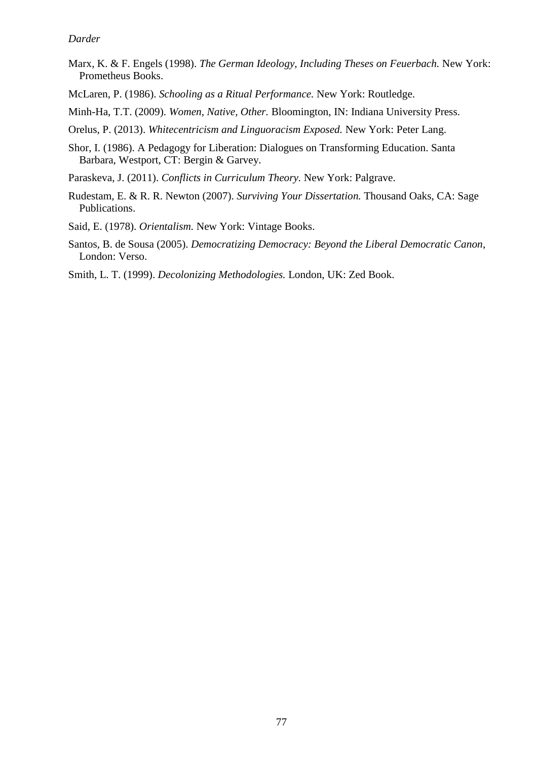Marx, K. & F. Engels (1998). *The German Ideology, Including Theses on Feuerbach.* New York: Prometheus Books.

McLaren, P. (1986). *Schooling as a Ritual Performance.* New York: Routledge.

Minh-Ha, T.T. (2009). *Women, Native, Other.* Bloomington, IN: Indiana University Press.

Orelus, P. (2013). *Whitecentricism and Linguoracism Exposed.* New York: Peter Lang.

Shor, I. (1986). A Pedagogy for Liberation: Dialogues on Transforming Education. Santa Barbara, Westport, CT: Bergin & Garvey.

Paraskeva, J. (2011). *Conflicts in Curriculum Theory.* New York: Palgrave.

Rudestam, E. & R. R. Newton (2007). *Surviving Your Dissertation.* Thousand Oaks, CA: Sage Publications.

Said, E. (1978). *Orientalism.* New York: Vintage Books.

Santos, B. de Sousa (2005). *Democratizing Democracy: Beyond the Liberal Democratic Canon*, London: Verso.

Smith, L. T. (1999). *Decolonizing Methodologies.* London, UK: Zed Book.